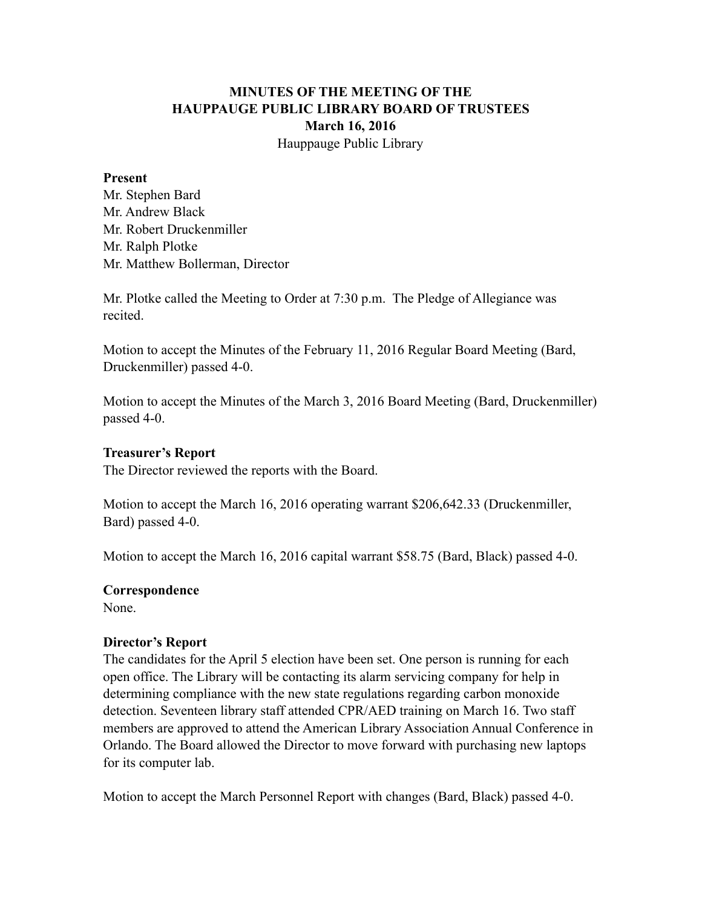# MINUTES OF THE MEETING OF THE HAUPPAUGE PUBLIC LIBRARY BOARD OF TRUSTEES

**March 16, 2016**

Hauppauge Public Library

**Present**

Mr. Stephen Bard
Mr. Andrew Black
Mr. Robert Druckenmiller
Mr. Ralph Plotke
Mr. Matthew Bollerman, Director

Mr. Plotke called the Meeting to Order at 7:30 p.m. The Pledge of Allegiance was recited.

Motion to accept the Minutes of the February 11, 2016 Regular Board Meeting (Bard, Druckenmiller) passed 4-0.

Motion to accept the Minutes of the March 3, 2016 Board Meeting (Bard, Druckenmiller) passed 4-0.

**Treasurer's Report**

The Director reviewed the reports with the Board.

Motion to accept the March 16, 2016 operating warrant $206,642.33 (Druckenmiller, Bard) passed 4-0.

Motion to accept the March 16, 2016 capital warrant $58.75 (Bard, Black) passed 4-0.

**Correspondence**

None.

**Director's Report**

The candidates for the April 5 election have been set. One person is running for each open office. The Library will be contacting its alarm servicing company for help in determining compliance with the new state regulations regarding carbon monoxide detection. Seventeen library staff attended CPR/AED training on March 16. Two staff members are approved to attend the American Library Association Annual Conference in Orlando. The Board allowed the Director to move forward with purchasing new laptops for its computer lab.

Motion to accept the March Personnel Report with changes (Bard, Black) passed 4-0.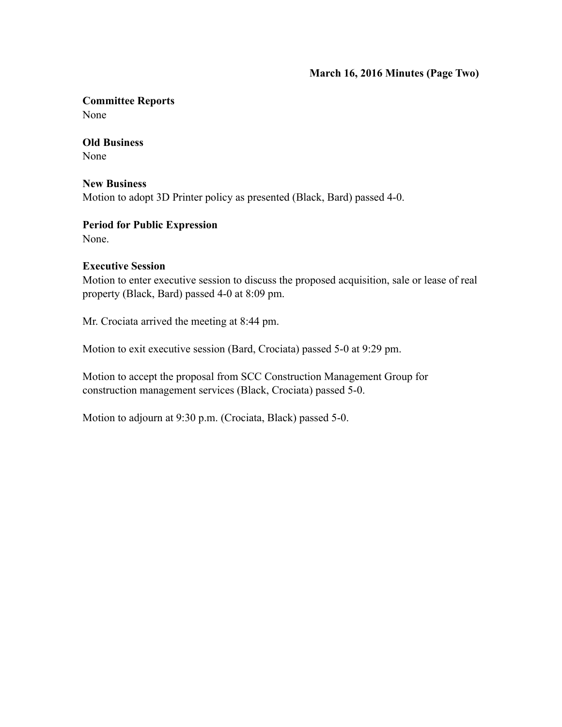**Committee Reports**
None

**Old Business**
None

**New Business**
Motion to adopt 3D Printer policy as presented (Black, Bard) passed 4-0.

**Period for Public Expression**
None.

**Executive Session**
Motion to enter executive session to discuss the proposed acquisition, sale or lease of real property (Black, Bard) passed 4-0 at 8:09 pm.

Mr. Crociata arrived the meeting at 8:44 pm.

Motion to exit executive session (Bard, Crociata) passed 5-0 at 9:29 pm.

Motion to accept the proposal from SCC Construction Management Group for construction management services (Black, Crociata) passed 5-0.

Motion to adjourn at 9:30 p.m. (Crociata, Black) passed 5-0.